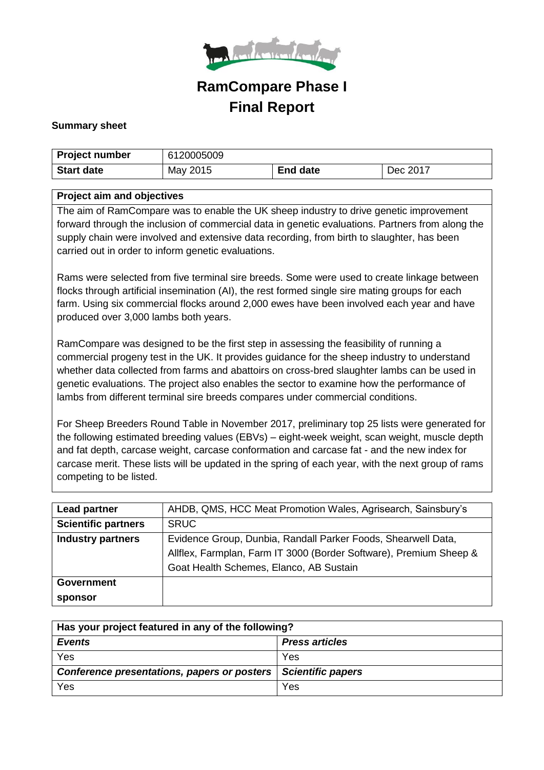# RamCompare Phase I
# Final Report

**Summary sheet**

| **Project number** | 6120005009 | | |
|---|---|---|---|
| **Start date** | May 2015 | **End date** | Dec 2017 |

| **Project aim and objectives** |
|---|
| The aim of RamCompare was to enable the UK sheep industry to drive genetic improvement forward through the inclusion of commercial data in genetic evaluations. Partners from along the supply chain were involved and extensive data recording, from birth to slaughter, has been carried out in order to inform genetic evaluations.<br><br>Rams were selected from five terminal sire breeds. Some were used to create linkage between flocks through artificial insemination (AI), the rest formed single sire mating groups for each farm. Using six commercial flocks around 2,000 ewes have been involved each year and have produced over 3,000 lambs both years.<br><br>RamCompare was designed to be the first step in assessing the feasibility of running a commercial progeny test in the UK. It provides guidance for the sheep industry to understand whether data collected from farms and abattoirs on cross-bred slaughter lambs can be used in genetic evaluations. The project also enables the sector to examine how the performance of lambs from different terminal sire breeds compares under commercial conditions.<br><br>For Sheep Breeders Round Table in November 2017, preliminary top 25 lists were generated for the following estimated breeding values (EBVs) – eight-week weight, scan weight, muscle depth and fat depth, carcase weight, carcase conformation and carcase fat - and the new index for carcase merit. These lists will be updated in the spring of each year, with the next group of rams competing to be listed. |

| **Lead partner** | AHDB, QMS, HCC Meat Promotion Wales, Agrisearch, Sainsbury's |
|---|---|
| **Scientific partners** | SRUC |
| **Industry partners** | Evidence Group, Dunbia, Randall Parker Foods, Shearwell Data, Allflex, Farmplan, Farm IT 3000 (Border Software), Premium Sheep & Goat Health Schemes, Elanco, AB Sustain |
| **Government sponsor** | |

| **Has your project featured in any of the following?** | |
|---|---|
| ***Events*** | ***Press articles*** |
| Yes | Yes |
| ***Conference presentations, papers or posters*** | ***Scientific papers*** |
| Yes | Yes |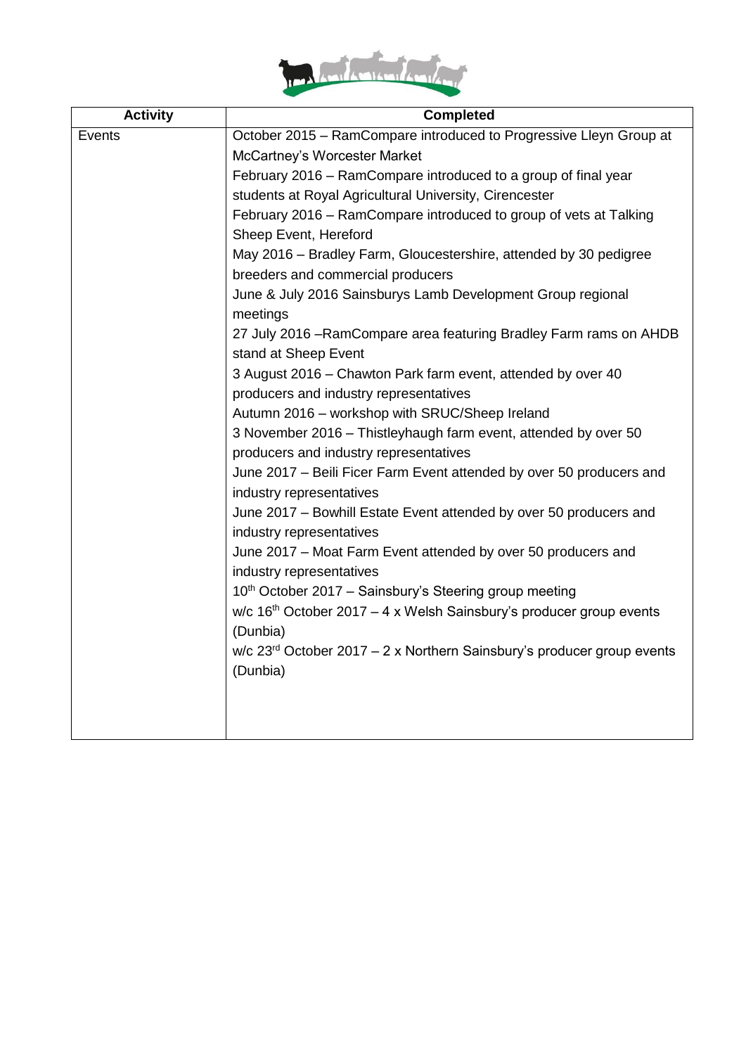| Activity | Completed |
| --- | --- |
| Events | October 2015 – RamCompare introduced to Progressive Lleyn Group at McCartney's Worcester Market<br>February 2016 – RamCompare introduced to a group of final year students at Royal Agricultural University, Cirencester<br>February 2016 – RamCompare introduced to group of vets at Talking Sheep Event, Hereford<br>May 2016 – Bradley Farm, Gloucestershire, attended by 30 pedigree breeders and commercial producers<br>June & July 2016 Sainsburys Lamb Development Group regional meetings<br>27 July 2016 –RamCompare area featuring Bradley Farm rams on AHDB stand at Sheep Event<br>3 August 2016 – Chawton Park farm event, attended by over 40 producers and industry representatives<br>Autumn 2016 – workshop with SRUC/Sheep Ireland<br>3 November 2016 – Thistleyhaugh farm event, attended by over 50 producers and industry representatives<br>June 2017 – Beili Ficer Farm Event attended by over 50 producers and industry representatives<br>June 2017 – Bowhill Estate Event attended by over 50 producers and industry representatives<br>June 2017 – Moat Farm Event attended by over 50 producers and industry representatives<br>10th October 2017 – Sainsbury's Steering group meeting<br>w/c 16th October 2017 – 4 x Welsh Sainsbury's producer group events (Dunbia)<br>w/c 23rd October 2017 – 2 x Northern Sainsbury's producer group events (Dunbia) |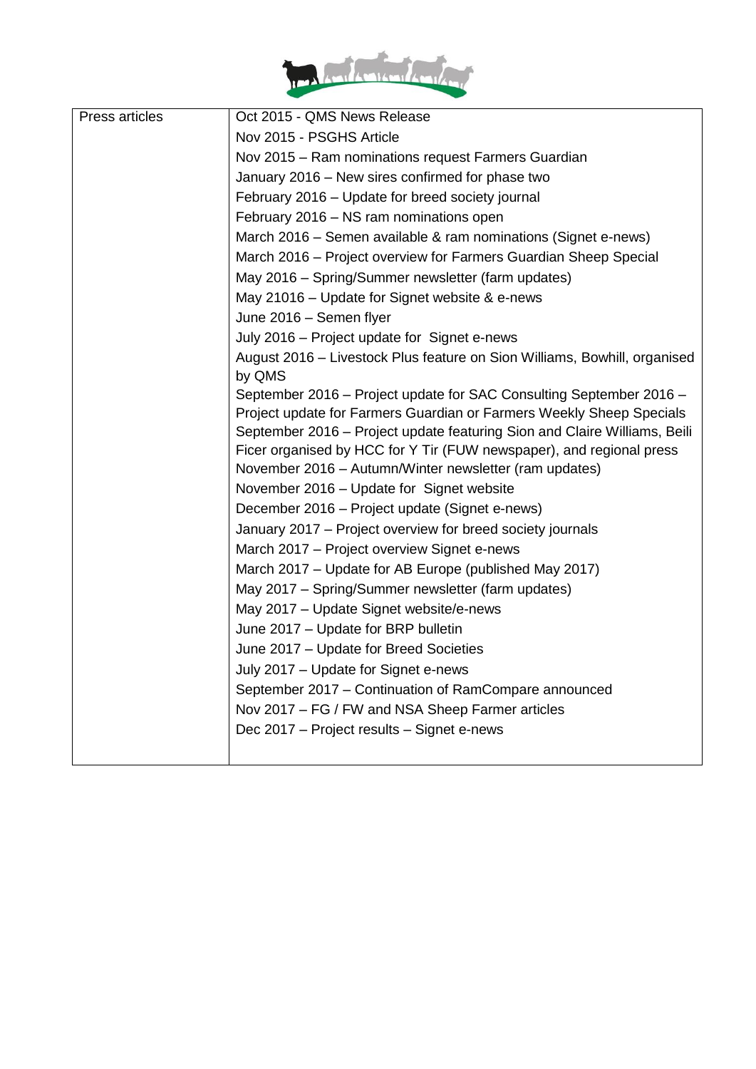| Press articles | Oct 2015 - QMS News Release<br>Nov 2015 - PSGHS Article<br>Nov 2015 – Ram nominations request Farmers Guardian<br>January 2016 – New sires confirmed for phase two<br>February 2016 – Update for breed society journal<br>February 2016 – NS ram nominations open<br>March 2016 – Semen available & ram nominations (Signet e-news)<br>March 2016 – Project overview for Farmers Guardian Sheep Special<br>May 2016 – Spring/Summer newsletter (farm updates)<br>May 21016 – Update for Signet website & e-news<br>June 2016 – Semen flyer<br>July 2016 – Project update for Signet e-news<br>August 2016 – Livestock Plus feature on Sion Williams, Bowhill, organised by QMS<br>September 2016 – Project update for SAC Consulting September 2016 – Project update for Farmers Guardian or Farmers Weekly Sheep Specials<br>September 2016 – Project update featuring Sion and Claire Williams, Beili Ficer organised by HCC for Y Tir (FUW newspaper), and regional press<br>November 2016 – Autumn/Winter newsletter (ram updates)<br>November 2016 – Update for Signet website<br>December 2016 – Project update (Signet e-news)<br>January 2017 – Project overview for breed society journals<br>March 2017 – Project overview Signet e-news<br>March 2017 – Update for AB Europe (published May 2017)<br>May 2017 – Spring/Summer newsletter (farm updates)<br>May 2017 – Update Signet website/e-news<br>June 2017 – Update for BRP bulletin<br>June 2017 – Update for Breed Societies<br>July 2017 – Update for Signet e-news<br>September 2017 – Continuation of RamCompare announced<br>Nov 2017 – FG / FW and NSA Sheep Farmer articles<br>Dec 2017 – Project results – Signet e-news |
|---|---|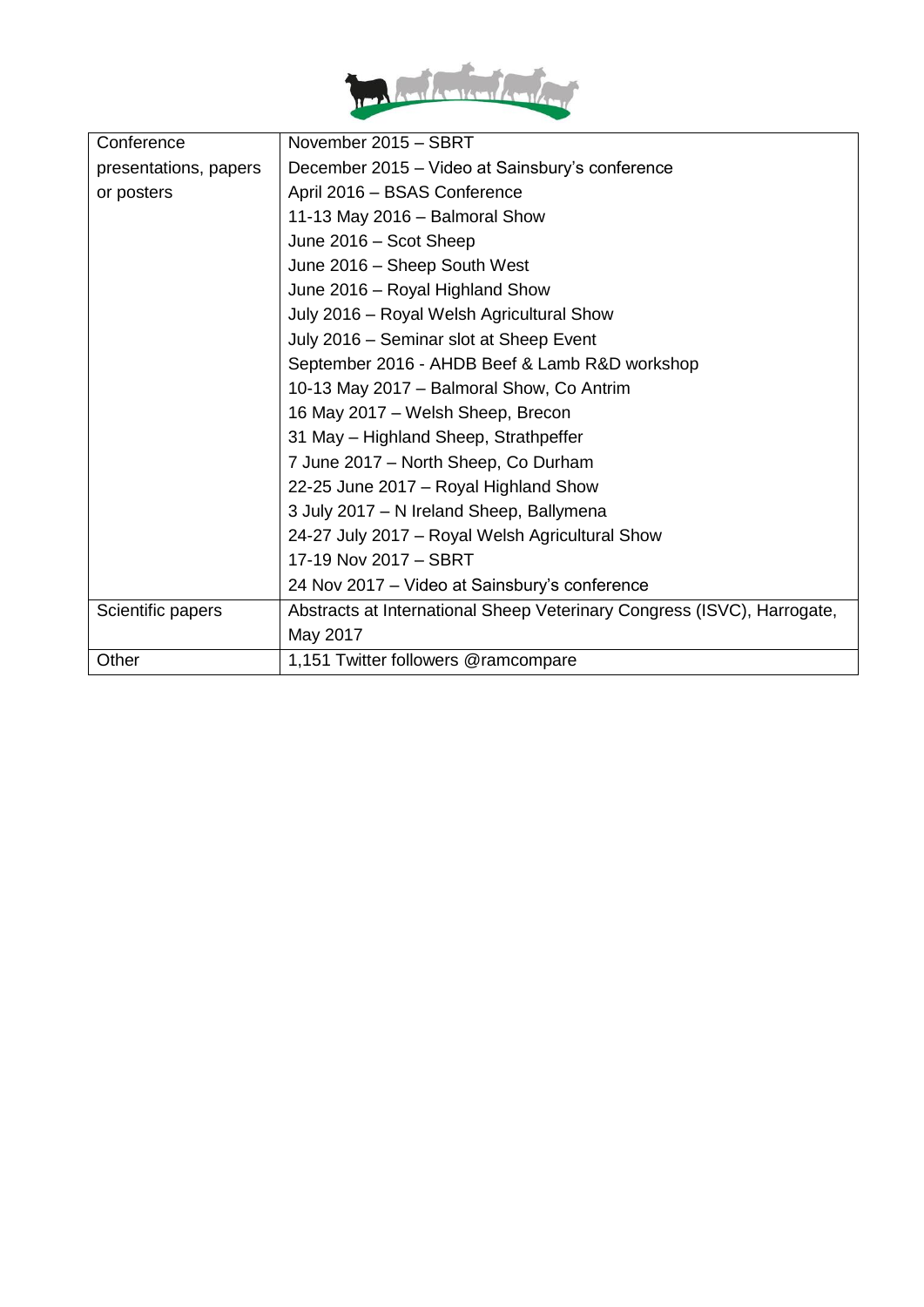| | |
|---|---|
| Conference presentations, papers or posters | November 2015 – SBRT<br>December 2015 – Video at Sainsbury's conference<br>April 2016 – BSAS Conference<br>11-13 May 2016 – Balmoral Show<br>June 2016 – Scot Sheep<br>June 2016 – Sheep South West<br>June 2016 – Royal Highland Show<br>July 2016 – Royal Welsh Agricultural Show<br>July 2016 – Seminar slot at Sheep Event<br>September 2016 - AHDB Beef & Lamb R&D workshop<br>10-13 May 2017 – Balmoral Show, Co Antrim<br>16 May 2017 – Welsh Sheep, Brecon<br>31 May – Highland Sheep, Strathpeffer<br>7 June 2017 – North Sheep, Co Durham<br>22-25 June 2017 – Royal Highland Show<br>3 July 2017 – N Ireland Sheep, Ballymena<br>24-27 July 2017 – Royal Welsh Agricultural Show<br>17-19 Nov 2017 – SBRT<br>24 Nov 2017 – Video at Sainsbury's conference |
| Scientific papers | Abstracts at International Sheep Veterinary Congress (ISVC), Harrogate, May 2017 |
| Other | 1,151 Twitter followers @ramcompare |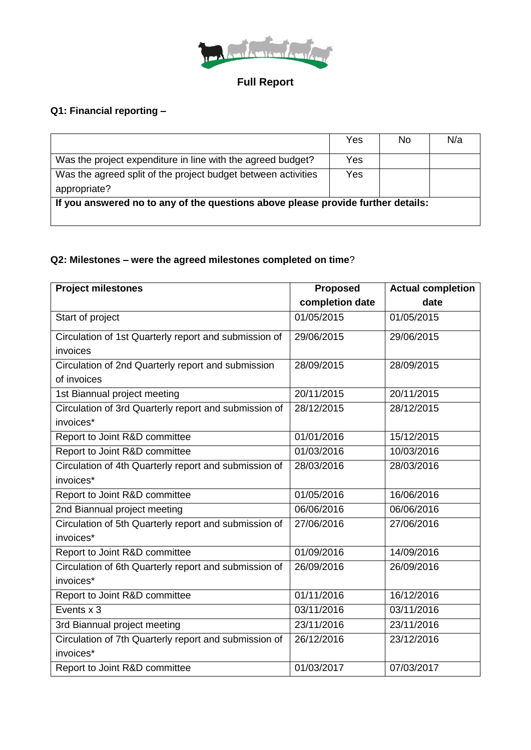**Full Report**

**Q1: Financial reporting –**

| | Yes | No | N/a |
|---|---|---|---|
| Was the project expenditure in line with the agreed budget? | Yes | | |
| Was the agreed split of the project budget between activities appropriate? | Yes | | |
| **If you answered no to any of the questions above please provide further details:** | | | |

**Q2: Milestones – were the agreed milestones completed on time**?

| **Project milestones** | **Proposed completion date** | **Actual completion date** |
|---|---|---|
| Start of project | 01/05/2015 | 01/05/2015 |
| Circulation of 1st Quarterly report and submission of invoices | 29/06/2015 | 29/06/2015 |
| Circulation of 2nd Quarterly report and submission of invoices | 28/09/2015 | 28/09/2015 |
| 1st Biannual project meeting | 20/11/2015 | 20/11/2015 |
| Circulation of 3rd Quarterly report and submission of invoices* | 28/12/2015 | 28/12/2015 |
| Report to Joint R&D committee | 01/01/2016 | 15/12/2015 |
| Report to Joint R&D committee | 01/03/2016 | 10/03/2016 |
| Circulation of 4th Quarterly report and submission of invoices* | 28/03/2016 | 28/03/2016 |
| Report to Joint R&D committee | 01/05/2016 | 16/06/2016 |
| 2nd Biannual project meeting | 06/06/2016 | 06/06/2016 |
| Circulation of 5th Quarterly report and submission of invoices* | 27/06/2016 | 27/06/2016 |
| Report to Joint R&D committee | 01/09/2016 | 14/09/2016 |
| Circulation of 6th Quarterly report and submission of invoices* | 26/09/2016 | 26/09/2016 |
| Report to Joint R&D committee | 01/11/2016 | 16/12/2016 |
| Events x 3 | 03/11/2016 | 03/11/2016 |
| 3rd Biannual project meeting | 23/11/2016 | 23/11/2016 |
| Circulation of 7th Quarterly report and submission of invoices* | 26/12/2016 | 23/12/2016 |
| Report to Joint R&D committee | 01/03/2017 | 07/03/2017 |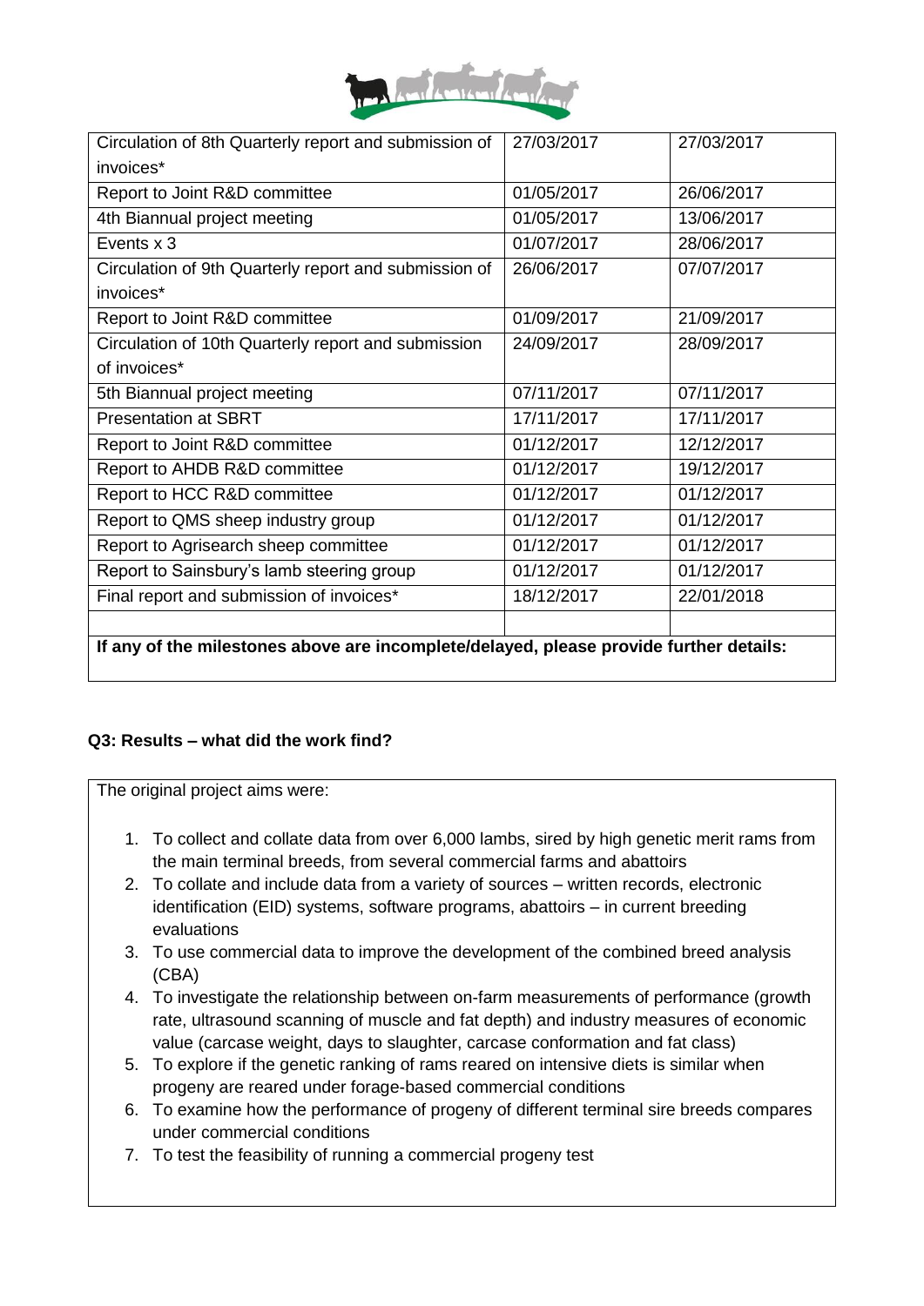| | | |
|---|---|---|
| Circulation of 8th Quarterly report and submission of invoices* | 27/03/2017 | 27/03/2017 |
| Report to Joint R&D committee | 01/05/2017 | 26/06/2017 |
| 4th Biannual project meeting | 01/05/2017 | 13/06/2017 |
| Events x 3 | 01/07/2017 | 28/06/2017 |
| Circulation of 9th Quarterly report and submission of invoices* | 26/06/2017 | 07/07/2017 |
| Report to Joint R&D committee | 01/09/2017 | 21/09/2017 |
| Circulation of 10th Quarterly report and submission of invoices* | 24/09/2017 | 28/09/2017 |
| 5th Biannual project meeting | 07/11/2017 | 07/11/2017 |
| Presentation at SBRT | 17/11/2017 | 17/11/2017 |
| Report to Joint R&D committee | 01/12/2017 | 12/12/2017 |
| Report to AHDB R&D committee | 01/12/2017 | 19/12/2017 |
| Report to HCC R&D committee | 01/12/2017 | 01/12/2017 |
| Report to QMS sheep industry group | 01/12/2017 | 01/12/2017 |
| Report to Agrisearch sheep committee | 01/12/2017 | 01/12/2017 |
| Report to Sainsbury's lamb steering group | 01/12/2017 | 01/12/2017 |
| Final report and submission of invoices* | 18/12/2017 | 22/01/2018 |
| | | |

**If any of the milestones above are incomplete/delayed, please provide further details:**

### Q3: Results – what did the work find?

The original project aims were:

1. To collect and collate data from over 6,000 lambs, sired by high genetic merit rams from the main terminal breeds, from several commercial farms and abattoirs
2. To collate and include data from a variety of sources – written records, electronic identification (EID) systems, software programs, abattoirs – in current breeding evaluations
3. To use commercial data to improve the development of the combined breed analysis (CBA)
4. To investigate the relationship between on-farm measurements of performance (growth rate, ultrasound scanning of muscle and fat depth) and industry measures of economic value (carcase weight, days to slaughter, carcase conformation and fat class)
5. To explore if the genetic ranking of rams reared on intensive diets is similar when progeny are reared under forage-based commercial conditions
6. To examine how the performance of progeny of different terminal sire breeds compares under commercial conditions
7. To test the feasibility of running a commercial progeny test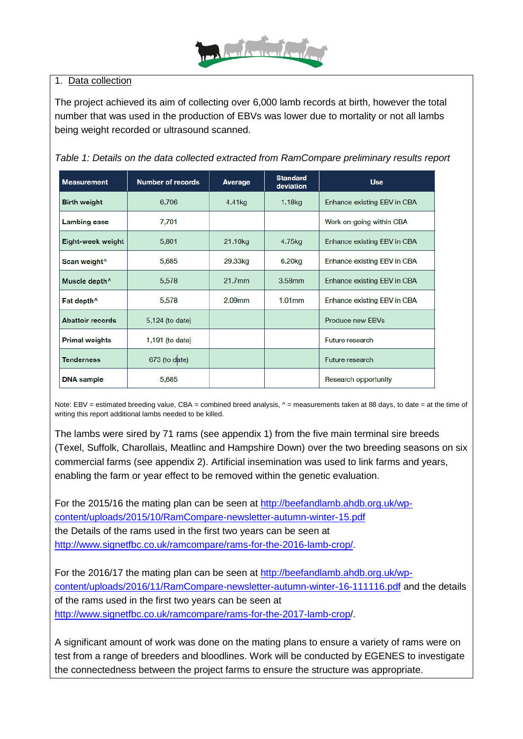1. Data collection

The project achieved its aim of collecting over 6,000 lamb records at birth, however the total number that was used in the production of EBVs was lower due to mortality or not all lambs being weight recorded or ultrasound scanned.

*Table 1: Details on the data collected extracted from RamCompare preliminary results report*

| Measurement | Number of records | Average | Standard deviation | Use |
|---|---|---|---|---|
| Birth weight | 6,706 | 4.41kg | 1.18kg | Enhance existing EBV in CBA |
| Lambing ease | 7,701 | | | Work on-going within CBA |
| Eight-week weight | 5,801 | 21.10kg | 4.75kg | Enhance existing EBV in CBA |
| Scan weight^ | 5,685 | 29.33kg | 6.20kg | Enhance existing EBV in CBA |
| Muscle depth^ | 5,578 | 21.7mm | 3.58mm | Enhance existing EBV in CBA |
| Fat depth^ | 5,578 | 2.09mm | 1.01mm | Enhance existing EBV in CBA |
| Abattoir records | 5,124 (to date) | | | Produce new EBVs |
| Primal weights | 1,191 (to date) | | | Future research |
| Tenderness | 673 (to date) | | | Future research |
| DNA sample | 5,685 | | | Research opportunity |

Note: EBV = estimated breeding value, CBA = combined breed analysis, ^ = measurements taken at 88 days, to date = at the time of writing this report additional lambs needed to be killed.

The lambs were sired by 71 rams (see appendix 1) from the five main terminal sire breeds (Texel, Suffolk, Charollais, Meatlinc and Hampshire Down) over the two breeding seasons on six commercial farms (see appendix 2). Artificial insemination was used to link farms and years, enabling the farm or year effect to be removed within the genetic evaluation.

For the 2015/16 the mating plan can be seen at http://beefandlamb.ahdb.org.uk/wp-content/uploads/2015/10/RamCompare-newsletter-autumn-winter-15.pdf the Details of the rams used in the first two years can be seen at http://www.signetfbc.co.uk/ramcompare/rams-for-the-2016-lamb-crop/.

For the 2016/17 the mating plan can be seen at http://beefandlamb.ahdb.org.uk/wp-content/uploads/2016/11/RamCompare-newsletter-autumn-winter-16-111116.pdf and the details of the rams used in the first two years can be seen at http://www.signetfbc.co.uk/ramcompare/rams-for-the-2017-lamb-crop/.

A significant amount of work was done on the mating plans to ensure a variety of rams were on test from a range of breeders and bloodlines. Work will be conducted by EGENES to investigate the connectedness between the project farms to ensure the structure was appropriate.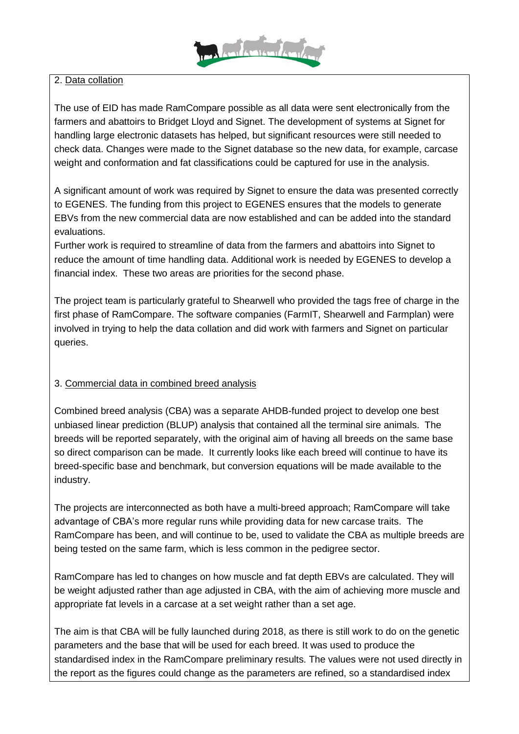2. Data collation

The use of EID has made RamCompare possible as all data were sent electronically from the farmers and abattoirs to Bridget Lloyd and Signet. The development of systems at Signet for handling large electronic datasets has helped, but significant resources were still needed to check data. Changes were made to the Signet database so the new data, for example, carcase weight and conformation and fat classifications could be captured for use in the analysis.

A significant amount of work was required by Signet to ensure the data was presented correctly to EGENES. The funding from this project to EGENES ensures that the models to generate EBVs from the new commercial data are now established and can be added into the standard evaluations.
Further work is required to streamline of data from the farmers and abattoirs into Signet to reduce the amount of time handling data. Additional work is needed by EGENES to develop a financial index. These two areas are priorities for the second phase.

The project team is particularly grateful to Shearwell who provided the tags free of charge in the first phase of RamCompare. The software companies (FarmIT, Shearwell and Farmplan) were involved in trying to help the data collation and did work with farmers and Signet on particular queries.

3. Commercial data in combined breed analysis

Combined breed analysis (CBA) was a separate AHDB-funded project to develop one best unbiased linear prediction (BLUP) analysis that contained all the terminal sire animals. The breeds will be reported separately, with the original aim of having all breeds on the same base so direct comparison can be made. It currently looks like each breed will continue to have its breed-specific base and benchmark, but conversion equations will be made available to the industry.

The projects are interconnected as both have a multi-breed approach; RamCompare will take advantage of CBA's more regular runs while providing data for new carcase traits. The RamCompare has been, and will continue to be, used to validate the CBA as multiple breeds are being tested on the same farm, which is less common in the pedigree sector.

RamCompare has led to changes on how muscle and fat depth EBVs are calculated. They will be weight adjusted rather than age adjusted in CBA, with the aim of achieving more muscle and appropriate fat levels in a carcase at a set weight rather than a set age.

The aim is that CBA will be fully launched during 2018, as there is still work to do on the genetic parameters and the base that will be used for each breed. It was used to produce the standardised index in the RamCompare preliminary results. The values were not used directly in the report as the figures could change as the parameters are refined, so a standardised index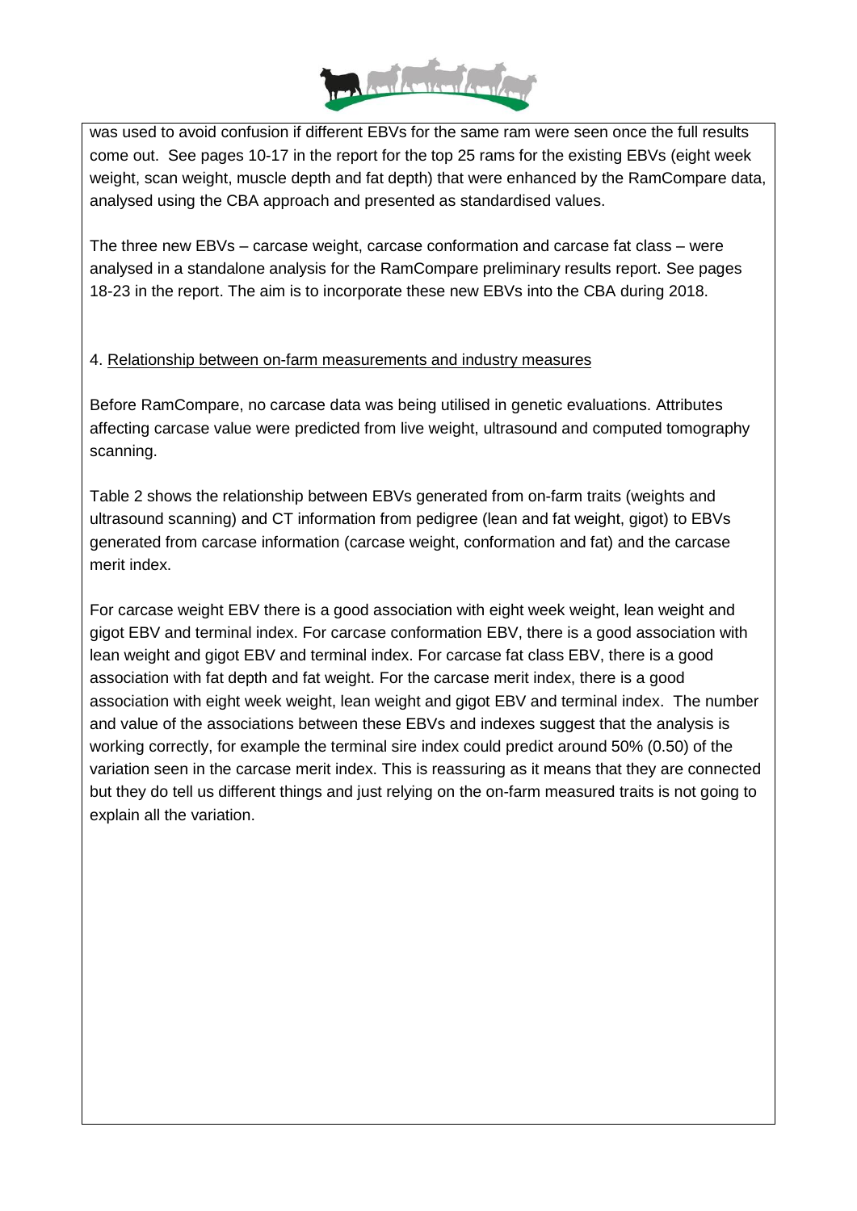was used to avoid confusion if different EBVs for the same ram were seen once the full results come out. See pages 10-17 in the report for the top 25 rams for the existing EBVs (eight week weight, scan weight, muscle depth and fat depth) that were enhanced by the RamCompare data, analysed using the CBA approach and presented as standardised values.

The three new EBVs – carcase weight, carcase conformation and carcase fat class – were analysed in a standalone analysis for the RamCompare preliminary results report. See pages 18-23 in the report. The aim is to incorporate these new EBVs into the CBA during 2018.

4. Relationship between on-farm measurements and industry measures

Before RamCompare, no carcase data was being utilised in genetic evaluations. Attributes affecting carcase value were predicted from live weight, ultrasound and computed tomography scanning.

Table 2 shows the relationship between EBVs generated from on-farm traits (weights and ultrasound scanning) and CT information from pedigree (lean and fat weight, gigot) to EBVs generated from carcase information (carcase weight, conformation and fat) and the carcase merit index.

For carcase weight EBV there is a good association with eight week weight, lean weight and gigot EBV and terminal index. For carcase conformation EBV, there is a good association with lean weight and gigot EBV and terminal index. For carcase fat class EBV, there is a good association with fat depth and fat weight. For the carcase merit index, there is a good association with eight week weight, lean weight and gigot EBV and terminal index. The number and value of the associations between these EBVs and indexes suggest that the analysis is working correctly, for example the terminal sire index could predict around 50% (0.50) of the variation seen in the carcase merit index. This is reassuring as it means that they are connected but they do tell us different things and just relying on the on-farm measured traits is not going to explain all the variation.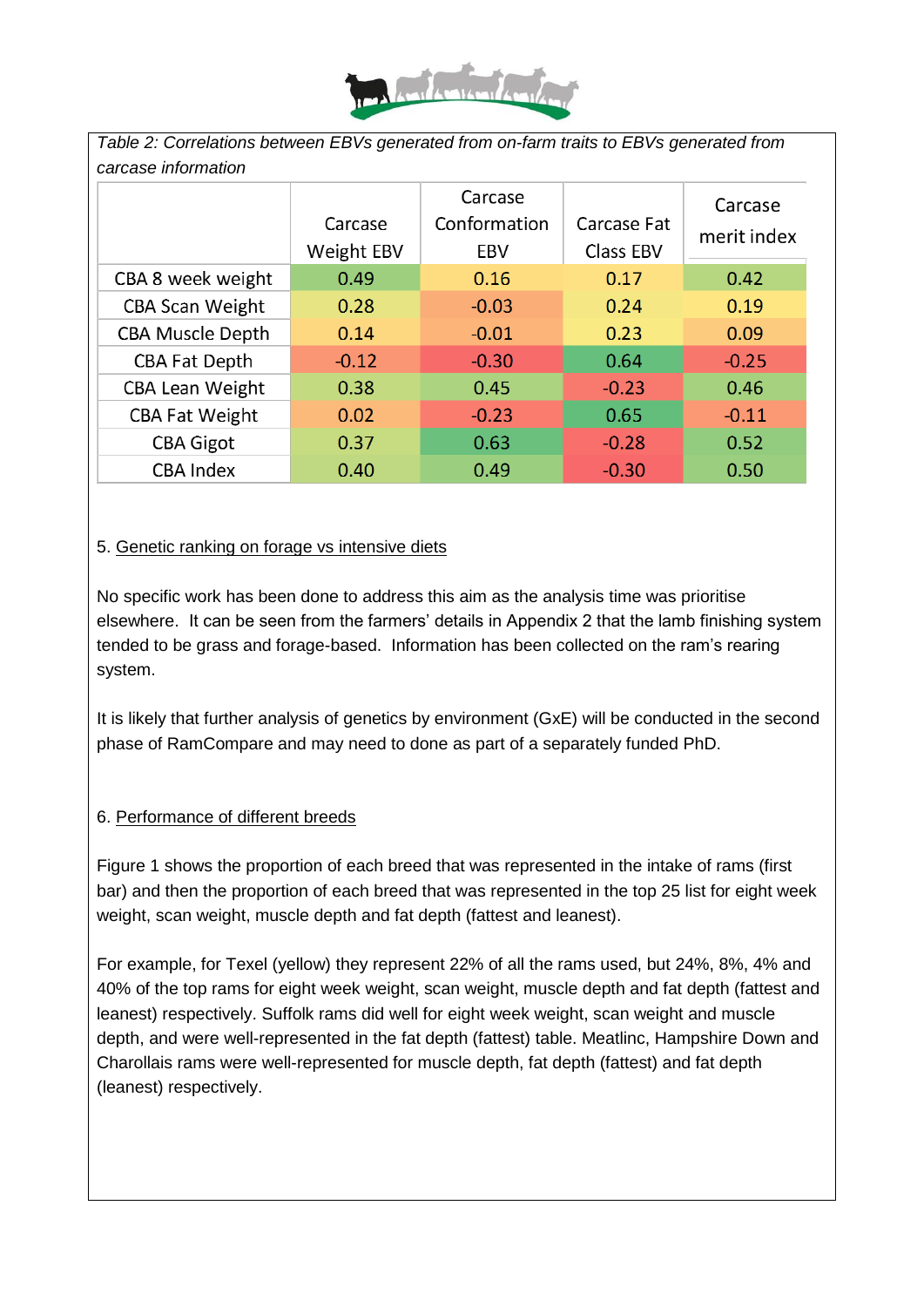*Table 2: Correlations between EBVs generated from on-farm traits to EBVs generated from carcase information*

| | Carcase Weight EBV | Carcase Conformation EBV | Carcase Fat Class EBV | Carcase merit index |
|---|---|---|---|---|
| CBA 8 week weight | 0.49 | 0.16 | 0.17 | 0.42 |
| CBA Scan Weight | 0.28 | -0.03 | 0.24 | 0.19 |
| CBA Muscle Depth | 0.14 | -0.01 | 0.23 | 0.09 |
| CBA Fat Depth | -0.12 | -0.30 | 0.64 | -0.25 |
| CBA Lean Weight | 0.38 | 0.45 | -0.23 | 0.46 |
| CBA Fat Weight | 0.02 | -0.23 | 0.65 | -0.11 |
| CBA Gigot | 0.37 | 0.63 | -0.28 | 0.52 |
| CBA Index | 0.40 | 0.49 | -0.30 | 0.50 |

5. Genetic ranking on forage vs intensive diets

No specific work has been done to address this aim as the analysis time was prioritise elsewhere. It can be seen from the farmers' details in Appendix 2 that the lamb finishing system tended to be grass and forage-based. Information has been collected on the ram's rearing system.

It is likely that further analysis of genetics by environment (GxE) will be conducted in the second phase of RamCompare and may need to done as part of a separately funded PhD.

6. Performance of different breeds

Figure 1 shows the proportion of each breed that was represented in the intake of rams (first bar) and then the proportion of each breed that was represented in the top 25 list for eight week weight, scan weight, muscle depth and fat depth (fattest and leanest).

For example, for Texel (yellow) they represent 22% of all the rams used, but 24%, 8%, 4% and 40% of the top rams for eight week weight, scan weight, muscle depth and fat depth (fattest and leanest) respectively. Suffolk rams did well for eight week weight, scan weight and muscle depth, and were well-represented in the fat depth (fattest) table. Meatlinc, Hampshire Down and Charollais rams were well-represented for muscle depth, fat depth (fattest) and fat depth (leanest) respectively.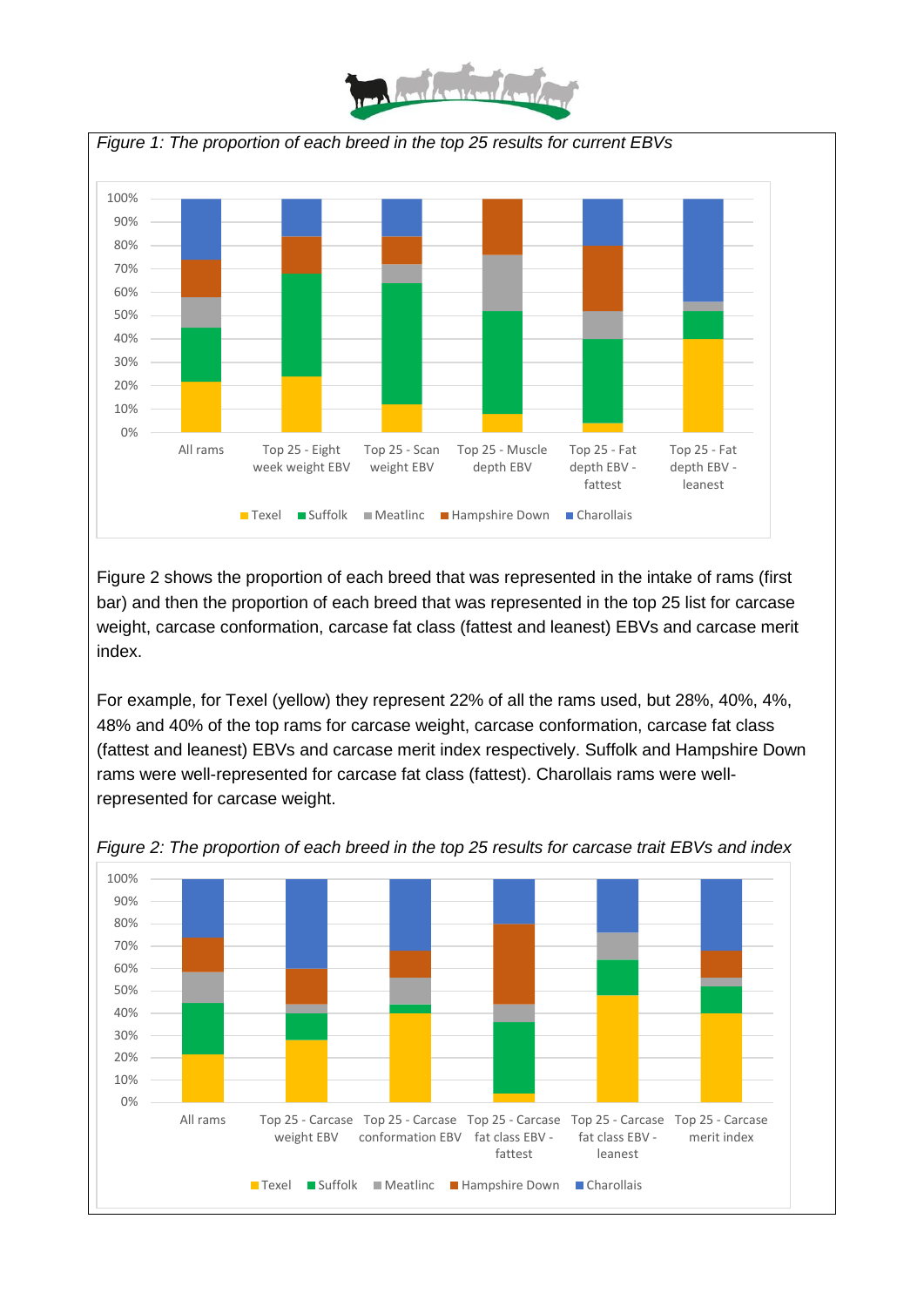*Figure 1: The proportion of each breed in the top 25 results for current EBVs*

Figure 2 shows the proportion of each breed that was represented in the intake of rams (first bar) and then the proportion of each breed that was represented in the top 25 list for carcase weight, carcase conformation, carcase fat class (fattest and leanest) EBVs and carcase merit index.

For example, for Texel (yellow) they represent 22% of all the rams used, but 28%, 40%, 4%, 48% and 40% of the top rams for carcase weight, carcase conformation, carcase fat class (fattest and leanest) EBVs and carcase merit index respectively. Suffolk and Hampshire Down rams were well-represented for carcase fat class (fattest). Charollais rams were well-represented for carcase weight.

*Figure 2: The proportion of each breed in the top 25 results for carcase trait EBVs and index*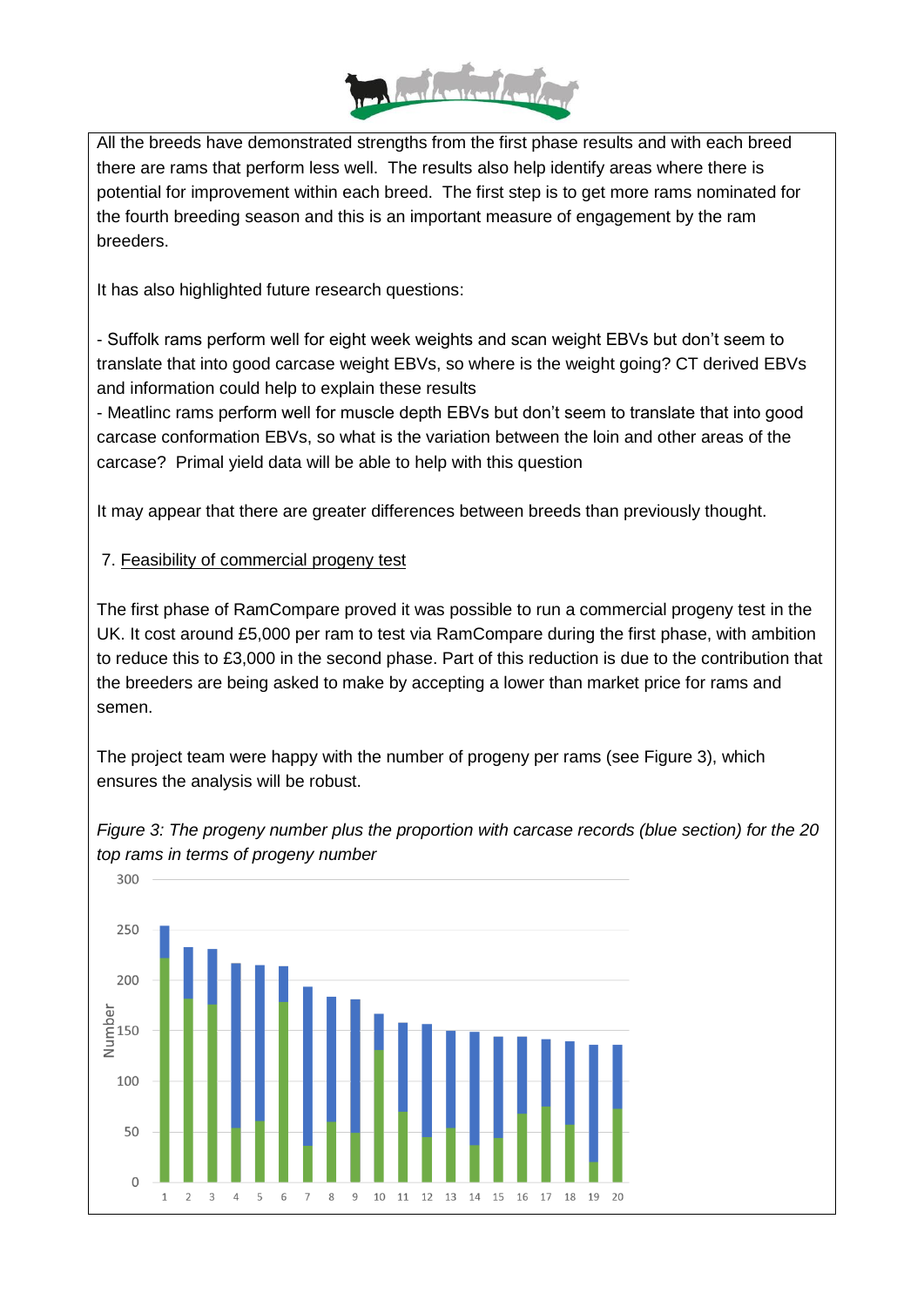All the breeds have demonstrated strengths from the first phase results and with each breed there are rams that perform less well. The results also help identify areas where there is potential for improvement within each breed. The first step is to get more rams nominated for the fourth breeding season and this is an important measure of engagement by the ram breeders.

It has also highlighted future research questions:

- Suffolk rams perform well for eight week weights and scan weight EBVs but don't seem to translate that into good carcase weight EBVs, so where is the weight going? CT derived EBVs and information could help to explain these results
- Meatlinc rams perform well for muscle depth EBVs but don't seem to translate that into good carcase conformation EBVs, so what is the variation between the loin and other areas of the carcase? Primal yield data will be able to help with this question

It may appear that there are greater differences between breeds than previously thought.

7. Feasibility of commercial progeny test

The first phase of RamCompare proved it was possible to run a commercial progeny test in the UK. It cost around £5,000 per ram to test via RamCompare during the first phase, with ambition to reduce this to £3,000 in the second phase. Part of this reduction is due to the contribution that the breeders are being asked to make by accepting a lower than market price for rams and semen.

The project team were happy with the number of progeny per rams (see Figure 3), which ensures the analysis will be robust.

*Figure 3: The progeny number plus the proportion with carcase records (blue section) for the 20 top rams in terms of progeny number*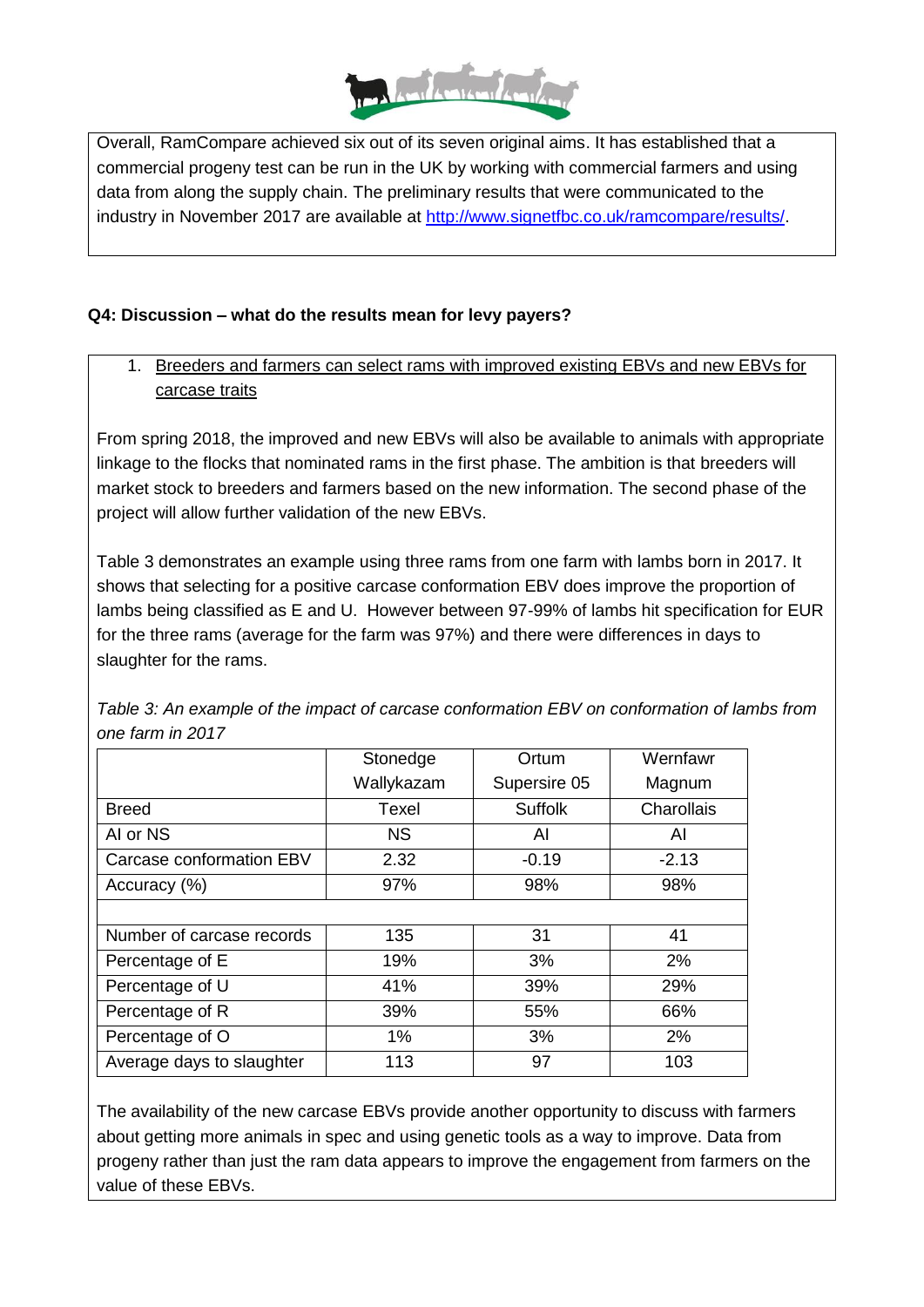Overall, RamCompare achieved six out of its seven original aims. It has established that a commercial progeny test can be run in the UK by working with commercial farmers and using data from along the supply chain. The preliminary results that were communicated to the industry in November 2017 are available at http://www.signetfbc.co.uk/ramcompare/results/.

### Q4: Discussion – what do the results mean for levy payers?

1. Breeders and farmers can select rams with improved existing EBVs and new EBVs for carcase traits

From spring 2018, the improved and new EBVs will also be available to animals with appropriate linkage to the flocks that nominated rams in the first phase. The ambition is that breeders will market stock to breeders and farmers based on the new information. The second phase of the project will allow further validation of the new EBVs.

Table 3 demonstrates an example using three rams from one farm with lambs born in 2017. It shows that selecting for a positive carcase conformation EBV does improve the proportion of lambs being classified as E and U. However between 97-99% of lambs hit specification for EUR for the three rams (average for the farm was 97%) and there were differences in days to slaughter for the rams.

*Table 3: An example of the impact of carcase conformation EBV on conformation of lambs from one farm in 2017*

| | Stonedge Wallykazam | Ortum Supersire 05 | Wernfawr Magnum |
|---|---|---|---|
| Breed | Texel | Suffolk | Charollais |
| AI or NS | NS | AI | AI |
| Carcase conformation EBV | 2.32 | -0.19 | -2.13 |
| Accuracy (%) | 97% | 98% | 98% |
| | | | |
| Number of carcase records | 135 | 31 | 41 |
| Percentage of E | 19% | 3% | 2% |
| Percentage of U | 41% | 39% | 29% |
| Percentage of R | 39% | 55% | 66% |
| Percentage of O | 1% | 3% | 2% |
| Average days to slaughter | 113 | 97 | 103 |

The availability of the new carcase EBVs provide another opportunity to discuss with farmers about getting more animals in spec and using genetic tools as a way to improve. Data from progeny rather than just the ram data appears to improve the engagement from farmers on the value of these EBVs.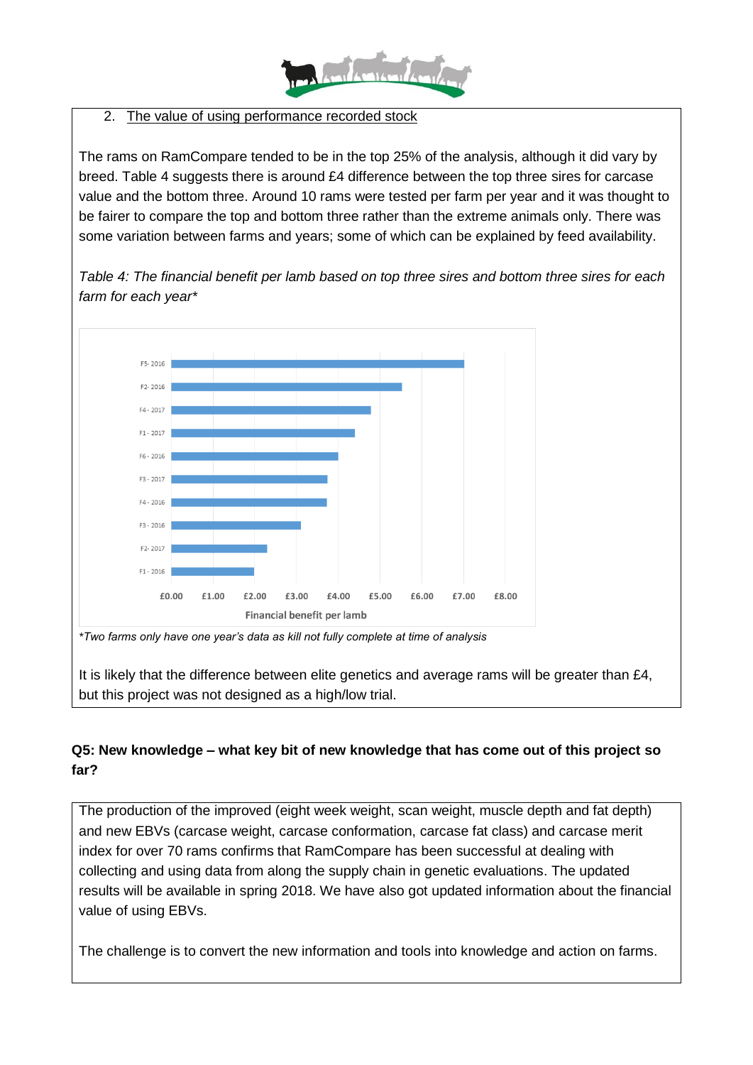2. The value of using performance recorded stock

The rams on RamCompare tended to be in the top 25% of the analysis, although it did vary by breed. Table 4 suggests there is around £4 difference between the top three sires for carcase value and the bottom three. Around 10 rams were tested per farm per year and it was thought to be fairer to compare the top and bottom three rather than the extreme animals only. There was some variation between farms and years; some of which can be explained by feed availability.

*Table 4: The financial benefit per lamb based on top three sires and bottom three sires for each farm for each year\**

| Farm - Year | Financial benefit per lamb |
|---|---|
| F5- 2016 | ~£7.00 |
| F2- 2016 | ~£5.50 |
| F4 - 2017 | ~£4.80 |
| F1 - 2017 | ~£4.40 |
| F6 - 2016 | ~£4.00 |
| F3 - 2017 | ~£3.75 |
| F4 - 2016 | ~£3.72 |
| F3 - 2016 | ~£3.10 |
| F2- 2017 | ~£2.30 |
| F1 - 2016 | ~£2.00 |

*\*Two farms only have one year's data as kill not fully complete at time of analysis*

It is likely that the difference between elite genetics and average rams will be greater than £4, but this project was not designed as a high/low trial.

**Q5: New knowledge – what key bit of new knowledge that has come out of this project so far?**

The production of the improved (eight week weight, scan weight, muscle depth and fat depth) and new EBVs (carcase weight, carcase conformation, carcase fat class) and carcase merit index for over 70 rams confirms that RamCompare has been successful at dealing with collecting and using data from along the supply chain in genetic evaluations. The updated results will be available in spring 2018. We have also got updated information about the financial value of using EBVs.

The challenge is to convert the new information and tools into knowledge and action on farms.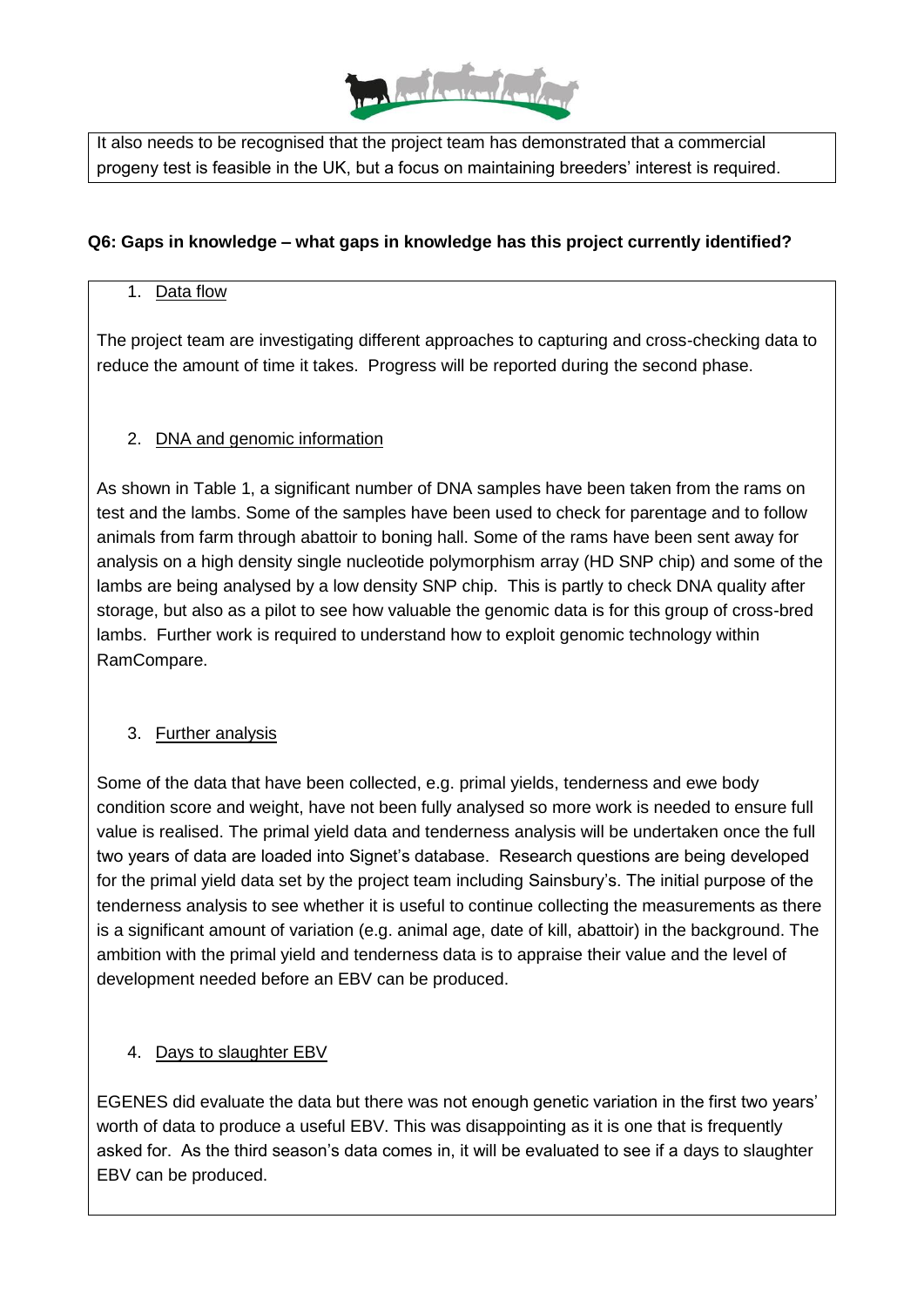It also needs to be recognised that the project team has demonstrated that a commercial progeny test is feasible in the UK, but a focus on maintaining breeders' interest is required.

**Q6: Gaps in knowledge – what gaps in knowledge has this project currently identified?**

1. Data flow

The project team are investigating different approaches to capturing and cross-checking data to reduce the amount of time it takes. Progress will be reported during the second phase.

2. DNA and genomic information

As shown in Table 1, a significant number of DNA samples have been taken from the rams on test and the lambs. Some of the samples have been used to check for parentage and to follow animals from farm through abattoir to boning hall. Some of the rams have been sent away for analysis on a high density single nucleotide polymorphism array (HD SNP chip) and some of the lambs are being analysed by a low density SNP chip. This is partly to check DNA quality after storage, but also as a pilot to see how valuable the genomic data is for this group of cross-bred lambs. Further work is required to understand how to exploit genomic technology within RamCompare.

3. Further analysis

Some of the data that have been collected, e.g. primal yields, tenderness and ewe body condition score and weight, have not been fully analysed so more work is needed to ensure full value is realised. The primal yield data and tenderness analysis will be undertaken once the full two years of data are loaded into Signet's database. Research questions are being developed for the primal yield data set by the project team including Sainsbury's. The initial purpose of the tenderness analysis to see whether it is useful to continue collecting the measurements as there is a significant amount of variation (e.g. animal age, date of kill, abattoir) in the background. The ambition with the primal yield and tenderness data is to appraise their value and the level of development needed before an EBV can be produced.

4. Days to slaughter EBV

EGENES did evaluate the data but there was not enough genetic variation in the first two years' worth of data to produce a useful EBV. This was disappointing as it is one that is frequently asked for. As the third season's data comes in, it will be evaluated to see if a days to slaughter EBV can be produced.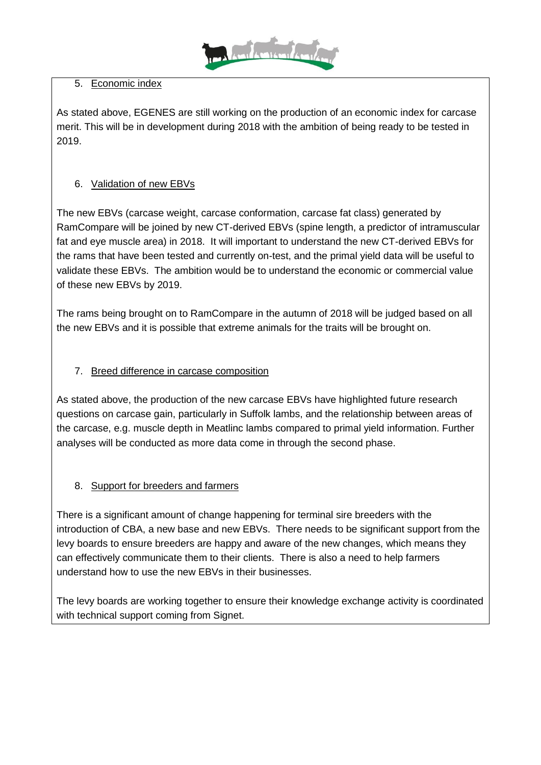5. Economic index

As stated above, EGENES are still working on the production of an economic index for carcase merit. This will be in development during 2018 with the ambition of being ready to be tested in 2019.

6. Validation of new EBVs

The new EBVs (carcase weight, carcase conformation, carcase fat class) generated by RamCompare will be joined by new CT-derived EBVs (spine length, a predictor of intramuscular fat and eye muscle area) in 2018. It will important to understand the new CT-derived EBVs for the rams that have been tested and currently on-test, and the primal yield data will be useful to validate these EBVs. The ambition would be to understand the economic or commercial value of these new EBVs by 2019.

The rams being brought on to RamCompare in the autumn of 2018 will be judged based on all the new EBVs and it is possible that extreme animals for the traits will be brought on.

7. Breed difference in carcase composition

As stated above, the production of the new carcase EBVs have highlighted future research questions on carcase gain, particularly in Suffolk lambs, and the relationship between areas of the carcase, e.g. muscle depth in Meatlinc lambs compared to primal yield information. Further analyses will be conducted as more data come in through the second phase.

8. Support for breeders and farmers

There is a significant amount of change happening for terminal sire breeders with the introduction of CBA, a new base and new EBVs. There needs to be significant support from the levy boards to ensure breeders are happy and aware of the new changes, which means they can effectively communicate them to their clients. There is also a need to help farmers understand how to use the new EBVs in their businesses.

The levy boards are working together to ensure their knowledge exchange activity is coordinated with technical support coming from Signet.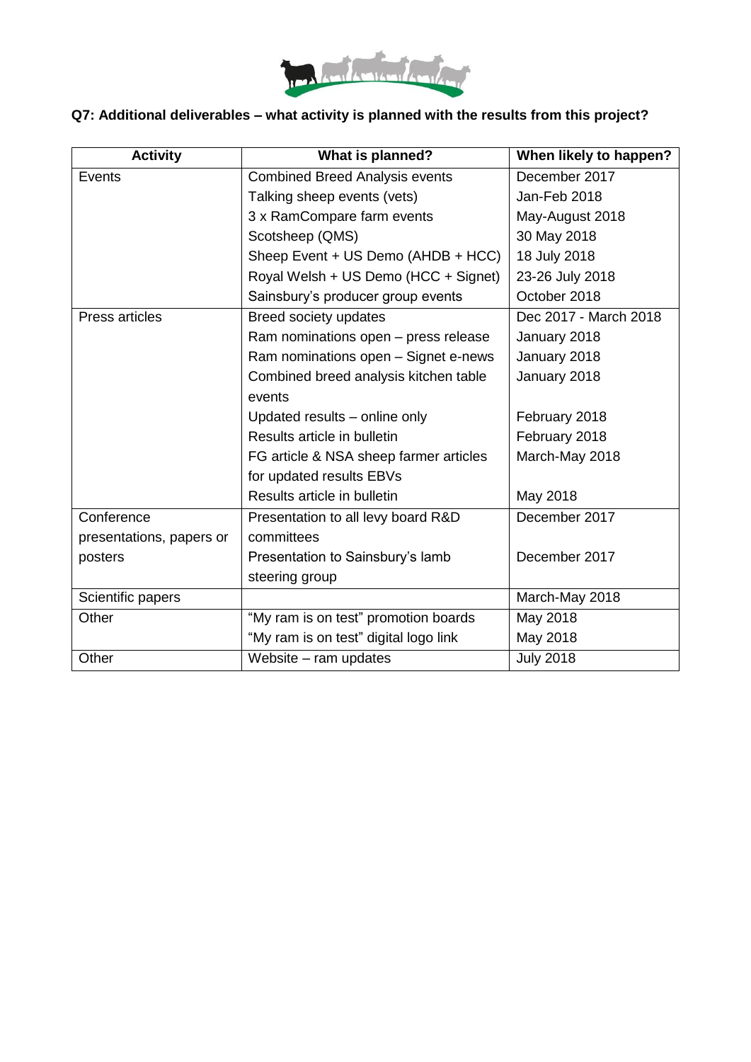**Q7: Additional deliverables – what activity is planned with the results from this project?**

| Activity | What is planned? | When likely to happen? |
|---|---|---|
| Events | Combined Breed Analysis events | December 2017 |
| | Talking sheep events (vets) | Jan-Feb 2018 |
| | 3 x RamCompare farm events | May-August 2018 |
| | Scotsheep (QMS) | 30 May 2018 |
| | Sheep Event + US Demo (AHDB + HCC) | 18 July 2018 |
| | Royal Welsh + US Demo (HCC + Signet) | 23-26 July 2018 |
| | Sainsbury's producer group events | October 2018 |
| Press articles | Breed society updates | Dec 2017 - March 2018 |
| | Ram nominations open – press release | January 2018 |
| | Ram nominations open – Signet e-news | January 2018 |
| | Combined breed analysis kitchen table events | January 2018 |
| | Updated results – online only | February 2018 |
| | Results article in bulletin | February 2018 |
| | FG article & NSA sheep farmer articles for updated results EBVs | March-May 2018 |
| | Results article in bulletin | May 2018 |
| Conference presentations, papers or posters | Presentation to all levy board R&D committees | December 2017 |
| | Presentation to Sainsbury's lamb steering group | December 2017 |
| Scientific papers | | March-May 2018 |
| Other | "My ram is on test" promotion boards | May 2018 |
| | "My ram is on test" digital logo link | May 2018 |
| Other | Website – ram updates | July 2018 |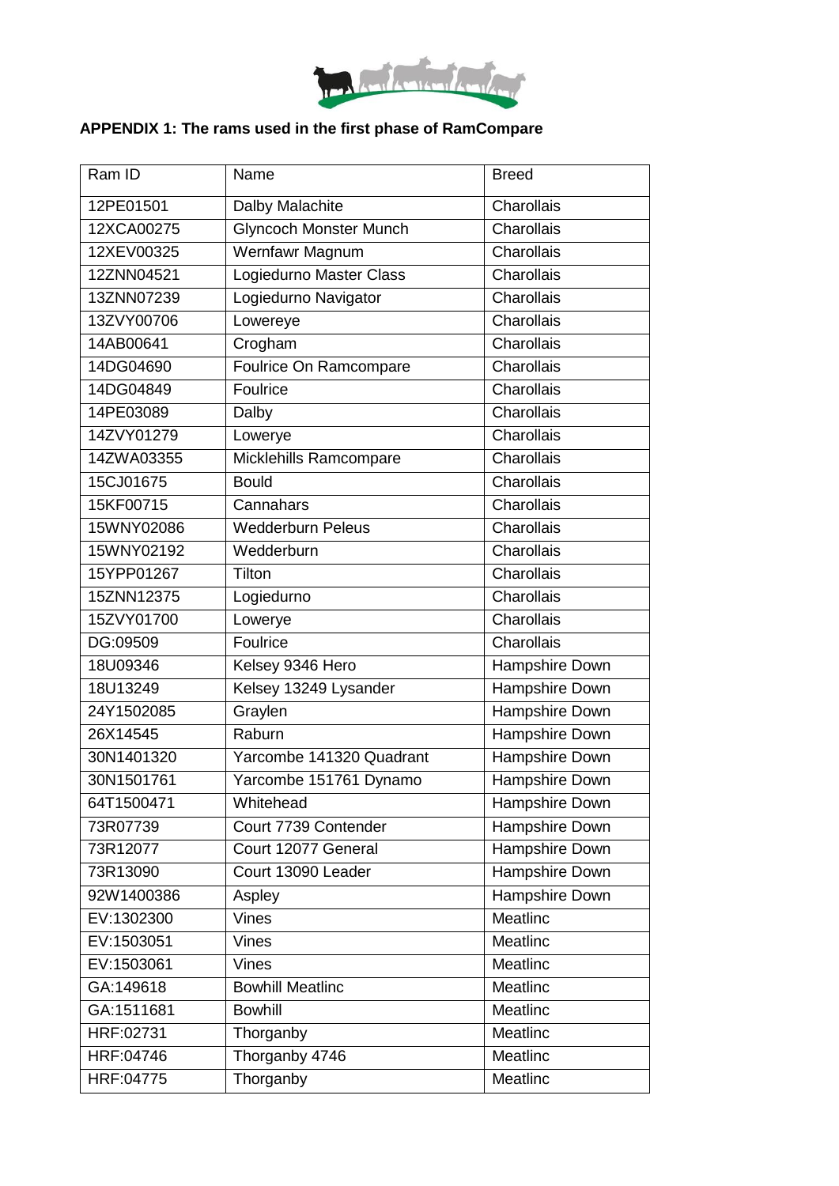**APPENDIX 1: The rams used in the first phase of RamCompare**

| Ram ID | Name | Breed |
|---|---|---|
| 12PE01501 | Dalby Malachite | Charollais |
| 12XCA00275 | Glyncoch Monster Munch | Charollais |
| 12XEV00325 | Wernfawr Magnum | Charollais |
| 12ZNN04521 | Logiedurno Master Class | Charollais |
| 13ZNN07239 | Logiedurno Navigator | Charollais |
| 13ZVY00706 | Lowereye | Charollais |
| 14AB00641 | Crogham | Charollais |
| 14DG04690 | Foulrice On Ramcompare | Charollais |
| 14DG04849 | Foulrice | Charollais |
| 14PE03089 | Dalby | Charollais |
| 14ZVY01279 | Lowerye | Charollais |
| 14ZWA03355 | Micklehills Ramcompare | Charollais |
| 15CJ01675 | Bould | Charollais |
| 15KF00715 | Cannahars | Charollais |
| 15WNY02086 | Wedderburn Peleus | Charollais |
| 15WNY02192 | Wedderburn | Charollais |
| 15YPP01267 | Tilton | Charollais |
| 15ZNN12375 | Logiedurno | Charollais |
| 15ZVY01700 | Lowerye | Charollais |
| DG:09509 | Foulrice | Charollais |
| 18U09346 | Kelsey 9346 Hero | Hampshire Down |
| 18U13249 | Kelsey 13249 Lysander | Hampshire Down |
| 24Y1502085 | Graylen | Hampshire Down |
| 26X14545 | Raburn | Hampshire Down |
| 30N1401320 | Yarcombe 141320 Quadrant | Hampshire Down |
| 30N1501761 | Yarcombe 151761 Dynamo | Hampshire Down |
| 64T1500471 | Whitehead | Hampshire Down |
| 73R07739 | Court 7739 Contender | Hampshire Down |
| 73R12077 | Court 12077 General | Hampshire Down |
| 73R13090 | Court 13090 Leader | Hampshire Down |
| 92W1400386 | Aspley | Hampshire Down |
| EV:1302300 | Vines | Meatlinc |
| EV:1503051 | Vines | Meatlinc |
| EV:1503061 | Vines | Meatlinc |
| GA:149618 | Bowhill Meatlinc | Meatlinc |
| GA:1511681 | Bowhill | Meatlinc |
| HRF:02731 | Thorganby | Meatlinc |
| HRF:04746 | Thorganby 4746 | Meatlinc |
| HRF:04775 | Thorganby | Meatlinc |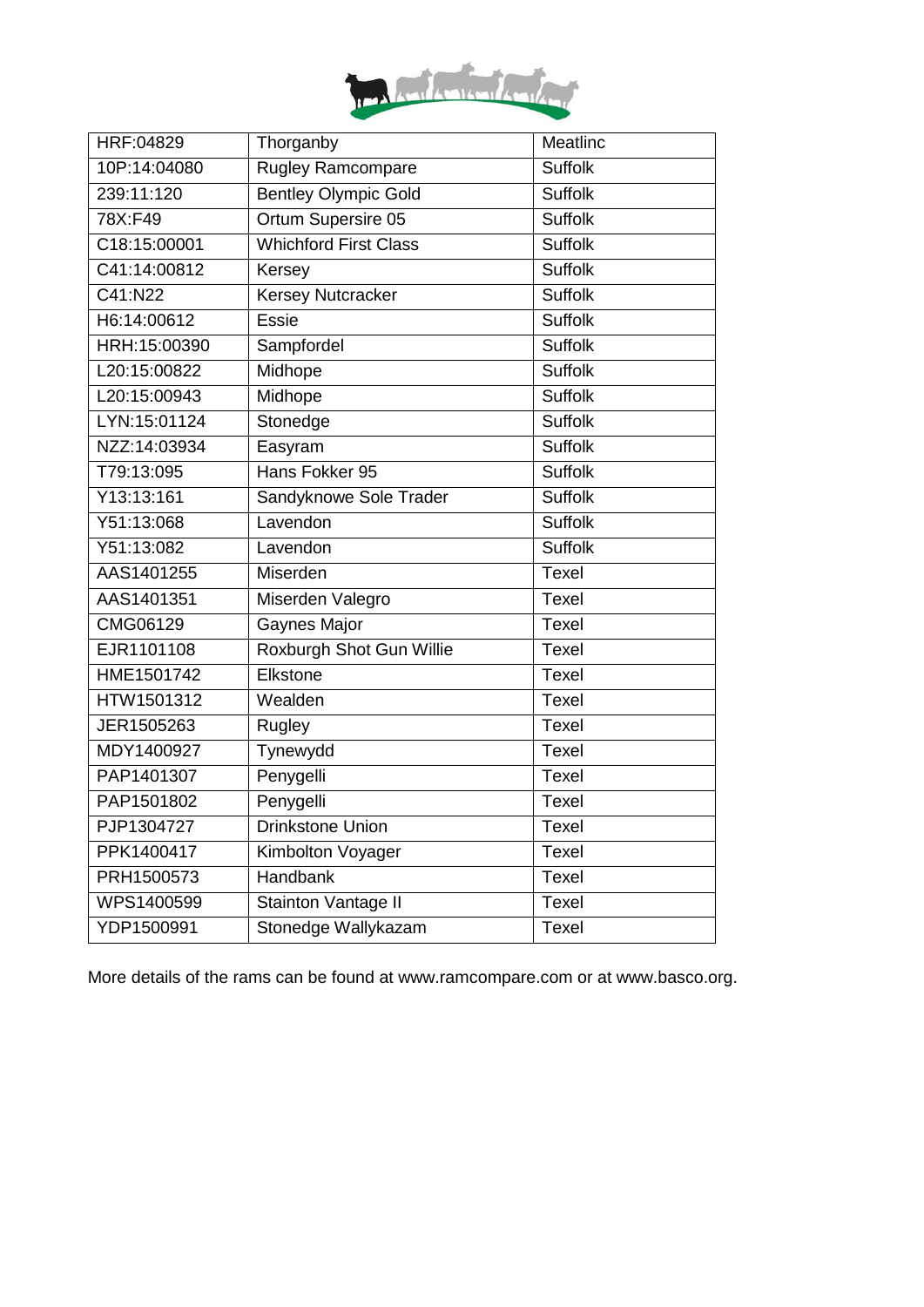| HRF:04829 | Thorganby | Meatlinc |
|---|---|---|
| 10P:14:04080 | Rugley Ramcompare | Suffolk |
| 239:11:120 | Bentley Olympic Gold | Suffolk |
| 78X:F49 | Ortum Supersire 05 | Suffolk |
| C18:15:00001 | Whichford First Class | Suffolk |
| C41:14:00812 | Kersey | Suffolk |
| C41:N22 | Kersey Nutcracker | Suffolk |
| H6:14:00612 | Essie | Suffolk |
| HRH:15:00390 | Sampfordel | Suffolk |
| L20:15:00822 | Midhope | Suffolk |
| L20:15:00943 | Midhope | Suffolk |
| LYN:15:01124 | Stonedge | Suffolk |
| NZZ:14:03934 | Easyram | Suffolk |
| T79:13:095 | Hans Fokker 95 | Suffolk |
| Y13:13:161 | Sandyknowe Sole Trader | Suffolk |
| Y51:13:068 | Lavendon | Suffolk |
| Y51:13:082 | Lavendon | Suffolk |
| AAS1401255 | Miserden | Texel |
| AAS1401351 | Miserden Valegro | Texel |
| CMG06129 | Gaynes Major | Texel |
| EJR1101108 | Roxburgh Shot Gun Willie | Texel |
| HME1501742 | Elkstone | Texel |
| HTW1501312 | Wealden | Texel |
| JER1505263 | Rugley | Texel |
| MDY1400927 | Tynewydd | Texel |
| PAP1401307 | Penygelli | Texel |
| PAP1501802 | Penygelli | Texel |
| PJP1304727 | Drinkstone Union | Texel |
| PPK1400417 | Kimbolton Voyager | Texel |
| PRH1500573 | Handbank | Texel |
| WPS1400599 | Stainton Vantage II | Texel |
| YDP1500991 | Stonedge Wallykazam | Texel |

More details of the rams can be found at www.ramcompare.com or at www.basco.org.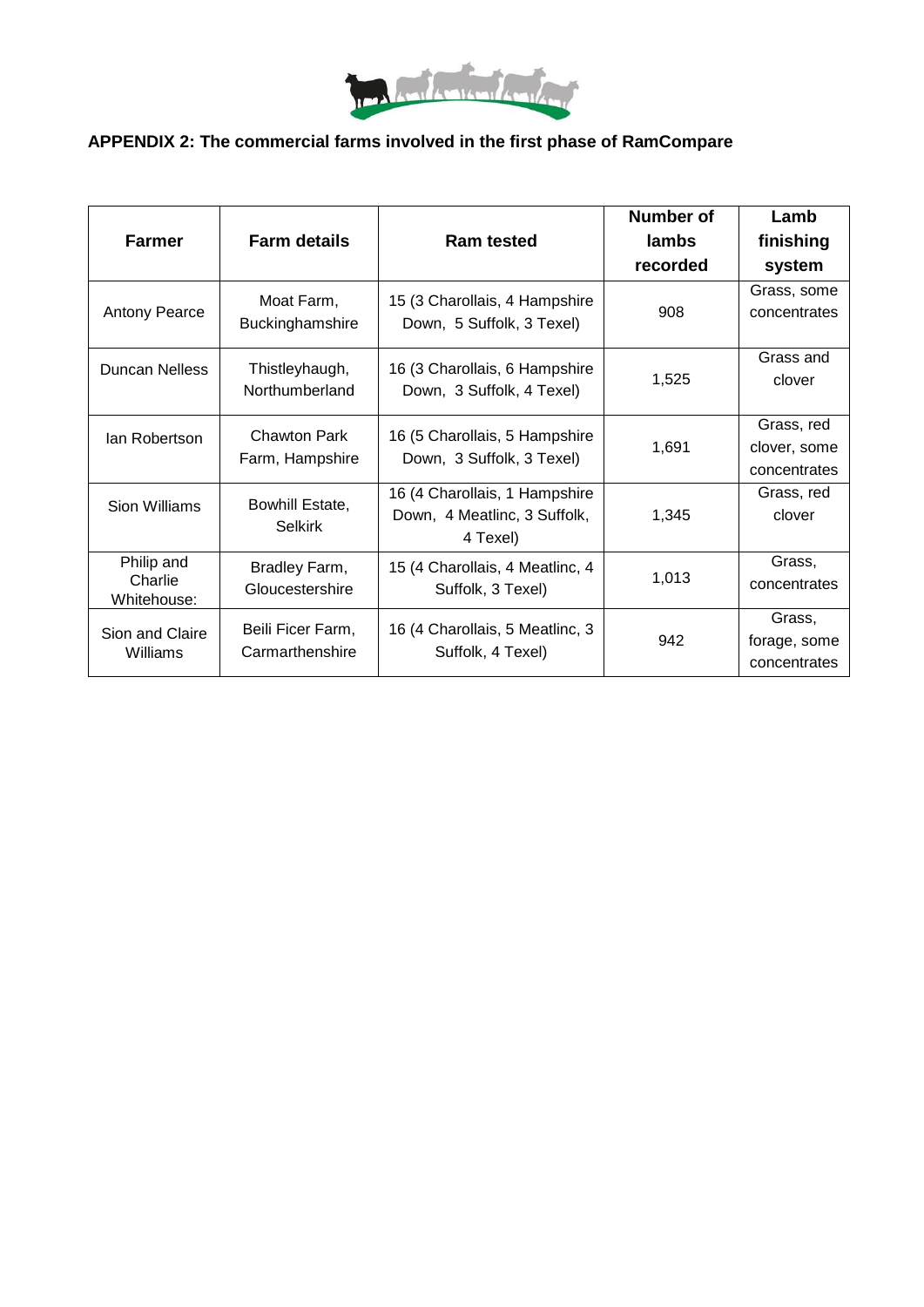## APPENDIX 2: The commercial farms involved in the first phase of RamCompare

| Farmer | Farm details | Ram tested | Number of lambs recorded | Lamb finishing system |
|---|---|---|---|---|
| Antony Pearce | Moat Farm, Buckinghamshire | 15 (3 Charollais, 4 Hampshire Down, 5 Suffolk, 3 Texel) | 908 | Grass, some concentrates |
| Duncan Nelless | Thistleyhaugh, Northumberland | 16 (3 Charollais, 6 Hampshire Down, 3 Suffolk, 4 Texel) | 1,525 | Grass and clover |
| Ian Robertson | Chawton Park Farm, Hampshire | 16 (5 Charollais, 5 Hampshire Down, 3 Suffolk, 3 Texel) | 1,691 | Grass, red clover, some concentrates |
| Sion Williams | Bowhill Estate, Selkirk | 16 (4 Charollais, 1 Hampshire Down, 4 Meatlinc, 3 Suffolk, 4 Texel) | 1,345 | Grass, red clover |
| Philip and Charlie Whitehouse: | Bradley Farm, Gloucestershire | 15 (4 Charollais, 4 Meatlinc, 4 Suffolk, 3 Texel) | 1,013 | Grass, concentrates |
| Sion and Claire Williams | Beili Ficer Farm, Carmarthenshire | 16 (4 Charollais, 5 Meatlinc, 3 Suffolk, 4 Texel) | 942 | Grass, forage, some concentrates |